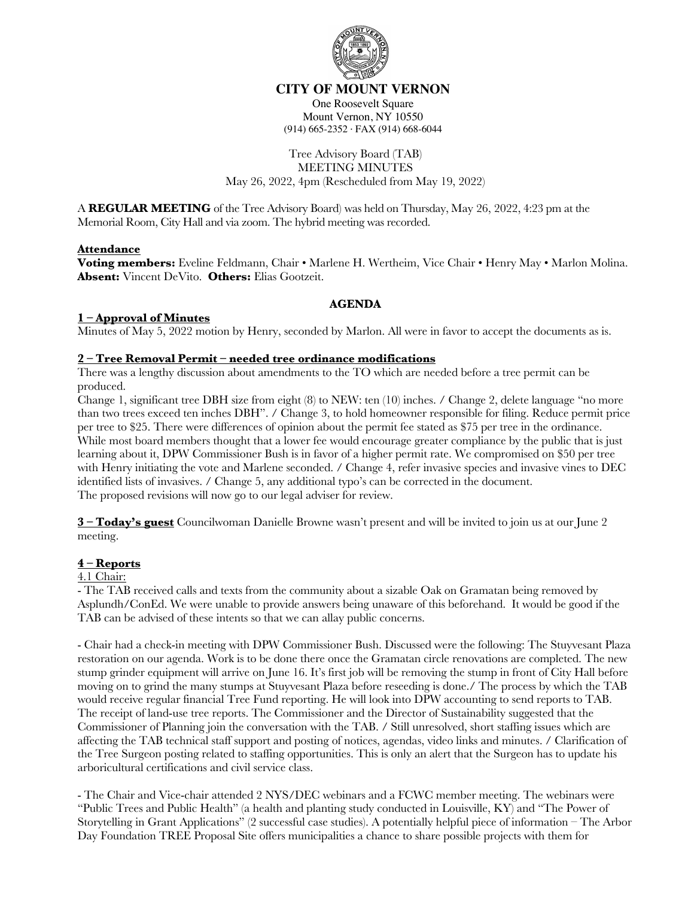# CITY OF MOUNT VERNON

One Roosevelt Square
Mount Vernon, NY 10550
(914) 665-2352 · FAX (914) 668-6044

Tree Advisory Board (TAB)
MEETING MINUTES
May 26, 2022, 4pm (Rescheduled from May 19, 2022)

A **REGULAR MEETING** of the Tree Advisory Board) was held on Thursday, May 26, 2022, 4:23 pm at the Memorial Room, City Hall and via zoom. The hybrid meeting was recorded.

## Attendance

**Voting members:** Eveline Feldmann, Chair • Marlene H. Wertheim, Vice Chair • Henry May • Marlon Molina. **Absent:** Vincent DeVito. **Others:** Elias Gootzeit.

## AGENDA

### 1 – Approval of Minutes

Minutes of May 5, 2022 motion by Henry, seconded by Marlon. All were in favor to accept the documents as is.

### 2 – Tree Removal Permit – needed tree ordinance modifications

There was a lengthy discussion about amendments to the TO which are needed before a tree permit can be produced.

Change 1, significant tree DBH size from eight (8) to NEW: ten (10) inches. / Change 2, delete language "no more than two trees exceed ten inches DBH". / Change 3, to hold homeowner responsible for filing. Reduce permit price per tree to $25. There were differences of opinion about the permit fee stated as $75 per tree in the ordinance. While most board members thought that a lower fee would encourage greater compliance by the public that is just learning about it, DPW Commissioner Bush is in favor of a higher permit rate. We compromised on $50 per tree with Henry initiating the vote and Marlene seconded. / Change 4, refer invasive species and invasive vines to DEC identified lists of invasives. / Change 5, any additional typo's can be corrected in the document.

The proposed revisions will now go to our legal adviser for review.

**3 – Today's guest** Councilwoman Danielle Browne wasn't present and will be invited to join us at our June 2 meeting.

### 4 – Reports

4.1 Chair:

- The TAB received calls and texts from the community about a sizable Oak on Gramatan being removed by Asplundh/ConEd. We were unable to provide answers being unaware of this beforehand. It would be good if the TAB can be advised of these intents so that we can allay public concerns.

- Chair had a check-in meeting with DPW Commissioner Bush. Discussed were the following: The Stuyvesant Plaza restoration on our agenda. Work is to be done there once the Gramatan circle renovations are completed. The new stump grinder equipment will arrive on June 16. It's first job will be removing the stump in front of City Hall before moving on to grind the many stumps at Stuyvesant Plaza before reseeding is done./ The process by which the TAB would receive regular financial Tree Fund reporting. He will look into DPW accounting to send reports to TAB. The receipt of land-use tree reports. The Commissioner and the Director of Sustainability suggested that the Commissioner of Planning join the conversation with the TAB. / Still unresolved, short staffing issues which are affecting the TAB technical staff support and posting of notices, agendas, video links and minutes. / Clarification of the Tree Surgeon posting related to staffing opportunities. This is only an alert that the Surgeon has to update his arboricultural certifications and civil service class.

- The Chair and Vice-chair attended 2 NYS/DEC webinars and a FCWC member meeting. The webinars were "Public Trees and Public Health" (a health and planting study conducted in Louisville, KY) and "The Power of Storytelling in Grant Applications" (2 successful case studies). A potentially helpful piece of information – The Arbor Day Foundation TREE Proposal Site offers municipalities a chance to share possible projects with them for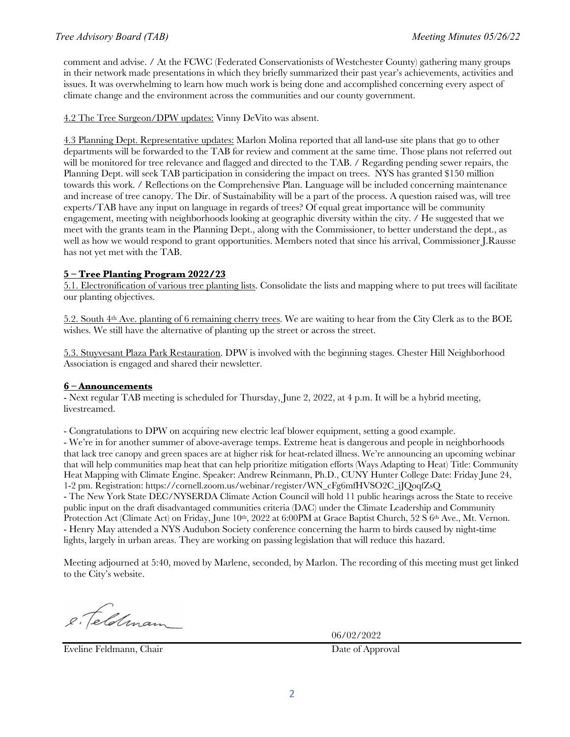comment and advise. / At the FCWC (Federated Conservationists of Westchester County) gathering many groups in their network made presentations in which they briefly summarized their past year's achievements, activities and issues. It was overwhelming to learn how much work is being done and accomplished concerning every aspect of climate change and the environment across the communities and our county government.

4.2 The Tree Surgeon/DPW updates: Vinny DeVito was absent.

4.3 Planning Dept. Representative updates: Marlon Molina reported that all land-use site plans that go to other departments will be forwarded to the TAB for review and comment at the same time. Those plans not referred out will be monitored for tree relevance and flagged and directed to the TAB. / Regarding pending sewer repairs, the Planning Dept. will seek TAB participation in considering the impact on trees. NYS has granted $150 million towards this work. / Reflections on the Comprehensive Plan. Language will be included concerning maintenance and increase of tree canopy. The Dir. of Sustainability will be a part of the process. A question raised was, will tree experts/TAB have any input on language in regards of trees? Of equal great importance will be community engagement, meeting with neighborhoods looking at geographic diversity within the city. / He suggested that we meet with the grants team in the Planning Dept., along with the Commissioner, to better understand the dept., as well as how we would respond to grant opportunities. Members noted that since his arrival, Commissioner J.Rausse has not yet met with the TAB.

## 5 – Tree Planting Program 2022/23

5.1. Electronification of various tree planting lists. Consolidate the lists and mapping where to put trees will facilitate our planting objectives.

5.2. South 4th Ave. planting of 6 remaining cherry trees. We are waiting to hear from the City Clerk as to the BOE wishes. We still have the alternative of planting up the street or across the street.

5.3. Stuyvesant Plaza Park Restauration. DPW is involved with the beginning stages. Chester Hill Neighborhood Association is engaged and shared their newsletter.

## 6 – Announcements

- Next regular TAB meeting is scheduled for Thursday, June 2, 2022, at 4 p.m. It will be a hybrid meeting, livestreamed.

- Congratulations to DPW on acquiring new electric leaf blower equipment, setting a good example.
- We're in for another summer of above-average temps. Extreme heat is dangerous and people in neighborhoods that lack tree canopy and green spaces are at higher risk for heat-related illness. We're announcing an upcoming webinar that will help communities map heat that can help prioritize mitigation efforts (Ways Adapting to Heat) Title: Community Heat Mapping with Climate Engine. Speaker: Andrew Reinmann, Ph.D., CUNY Hunter College Date: Friday June 24, 1-2 pm. Registration: https://cornell.zoom.us/webinar/register/WN_cFg6mfHVSO2C_iJQoqfZsQ
- The New York State DEC/NYSERDA Climate Action Council will hold 11 public hearings across the State to receive public input on the draft disadvantaged communities criteria (DAC) under the Climate Leadership and Community Protection Act (Climate Act) on Friday, June 10th, 2022 at 6:00PM at Grace Baptist Church, 52 S 6th Ave., Mt. Vernon.
- Henry May attended a NYS Audubon Society conference concerning the harm to birds caused by night-time lights, largely in urban areas. They are working on passing legislation that will reduce this hazard.

Meeting adjourned at 5:40, moved by Marlene, seconded, by Marlon. The recording of this meeting must get linked to the City's website.

E. Feldmann

Eveline Feldmann, Chair

06/02/2022

Date of Approval